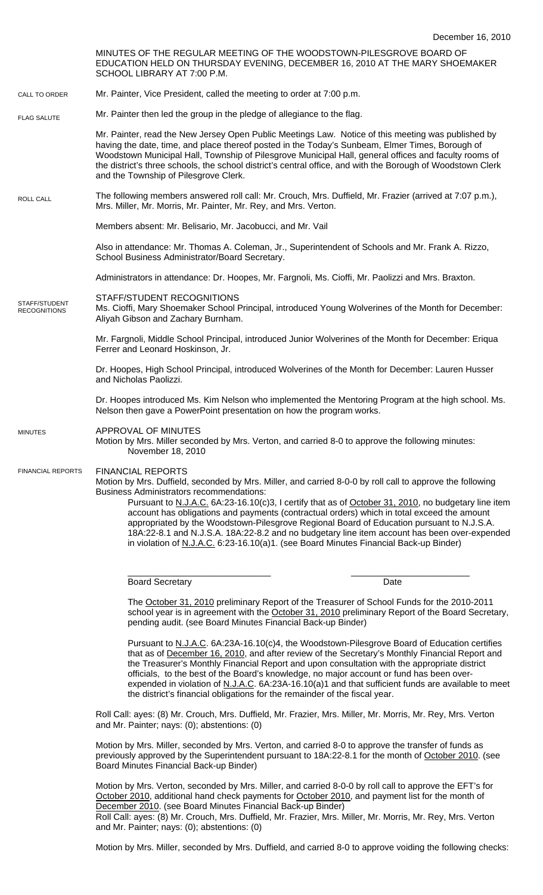December 16, 2010

MINUTES OF THE REGULAR MEETING OF THE WOODSTOWN-PILESGROVE BOARD OF EDUCATION HELD ON THURSDAY EVENING, DECEMBER 16, 2010 AT THE MARY SHOEMAKER SCHOOL LIBRARY AT 7:00 P.M.

CALL TO ORDER

Mr. Painter, Vice President, called the meeting to order at 7:00 p.m.

FLAG SALUTE

Mr. Painter then led the group in the pledge of allegiance to the flag.

Mr. Painter, read the New Jersey Open Public Meetings Law. Notice of this meeting was published by having the date, time, and place thereof posted in the Today's Sunbeam, Elmer Times, Borough of Woodstown Municipal Hall, Township of Pilesgrove Municipal Hall, general offices and faculty rooms of the district's three schools, the school district's central office, and with the Borough of Woodstown Clerk and the Township of Pilesgrove Clerk.

ROLL CALL

The following members answered roll call: Mr. Crouch, Mrs. Duffield, Mr. Frazier (arrived at 7:07 p.m.), Mrs. Miller, Mr. Morris, Mr. Painter, Mr. Rey, and Mrs. Verton.

Members absent: Mr. Belisario, Mr. Jacobucci, and Mr. Vail

Also in attendance: Mr. Thomas A. Coleman, Jr., Superintendent of Schools and Mr. Frank A. Rizzo, School Business Administrator/Board Secretary.

Administrators in attendance: Dr. Hoopes, Mr. Fargnoli, Ms. Cioffi, Mr. Paolizzi and Mrs. Braxton.

STAFF/STUDENT RECOGNITIONS

STAFF/STUDENT RECOGNITIONS

Ms. Cioffi, Mary Shoemaker School Principal, introduced Young Wolverines of the Month for December: Aliyah Gibson and Zachary Burnham.

Mr. Fargnoli, Middle School Principal, introduced Junior Wolverines of the Month for December: Eriqua Ferrer and Leonard Hoskinson, Jr.

Dr. Hoopes, High School Principal, introduced Wolverines of the Month for December: Lauren Husser and Nicholas Paolizzi.

Dr. Hoopes introduced Ms. Kim Nelson who implemented the Mentoring Program at the high school. Ms. Nelson then gave a PowerPoint presentation on how the program works.

MINUTES

APPROVAL OF MINUTES

Motion by Mrs. Miller seconded by Mrs. Verton, and carried 8-0 to approve the following minutes:
November 18, 2010

FINANCIAL REPORTS

FINANCIAL REPORTS

Motion by Mrs. Duffield, seconded by Mrs. Miller, and carried 8-0-0 by roll call to approve the following Business Administrators recommendations:

Pursuant to N.J.A.C. 6A:23-16.10(c)3, I certify that as of October 31, 2010, no budgetary line item account has obligations and payments (contractual orders) which in total exceed the amount appropriated by the Woodstown-Pilesgrove Regional Board of Education pursuant to N.J.S.A. 18A:22-8.1 and N.J.S.A. 18A:22-8.2 and no budgetary line item account has been over-expended in violation of N.J.A.C. 6:23-16.10(a)1. (see Board Minutes Financial Back-up Binder)

Board Secretary ____________________ Date ____________________

The October 31, 2010 preliminary Report of the Treasurer of School Funds for the 2010-2011 school year is in agreement with the October 31, 2010 preliminary Report of the Board Secretary, pending audit. (see Board Minutes Financial Back-up Binder)

Pursuant to N.J.A.C. 6A:23A-16.10(c)4, the Woodstown-Pilesgrove Board of Education certifies that as of December 16, 2010, and after review of the Secretary's Monthly Financial Report and the Treasurer's Monthly Financial Report and upon consultation with the appropriate district officials, to the best of the Board's knowledge, no major account or fund has been over-expended in violation of N.J.A.C. 6A:23A-16.10(a)1 and that sufficient funds are available to meet the district's financial obligations for the remainder of the fiscal year.

Roll Call: ayes: (8) Mr. Crouch, Mrs. Duffield, Mr. Frazier, Mrs. Miller, Mr. Morris, Mr. Rey, Mrs. Verton and Mr. Painter; nays: (0); abstentions: (0)

Motion by Mrs. Miller, seconded by Mrs. Verton, and carried 8-0 to approve the transfer of funds as previously approved by the Superintendent pursuant to 18A:22-8.1 for the month of October 2010. (see Board Minutes Financial Back-up Binder)

Motion by Mrs. Verton, seconded by Mrs. Miller, and carried 8-0-0 by roll call to approve the EFT's for October 2010, additional hand check payments for October 2010, and payment list for the month of December 2010. (see Board Minutes Financial Back-up Binder)
Roll Call: ayes: (8) Mr. Crouch, Mrs. Duffield, Mr. Frazier, Mrs. Miller, Mr. Morris, Mr. Rey, Mrs. Verton and Mr. Painter; nays: (0); abstentions: (0)

Motion by Mrs. Miller, seconded by Mrs. Duffield, and carried 8-0 to approve voiding the following checks: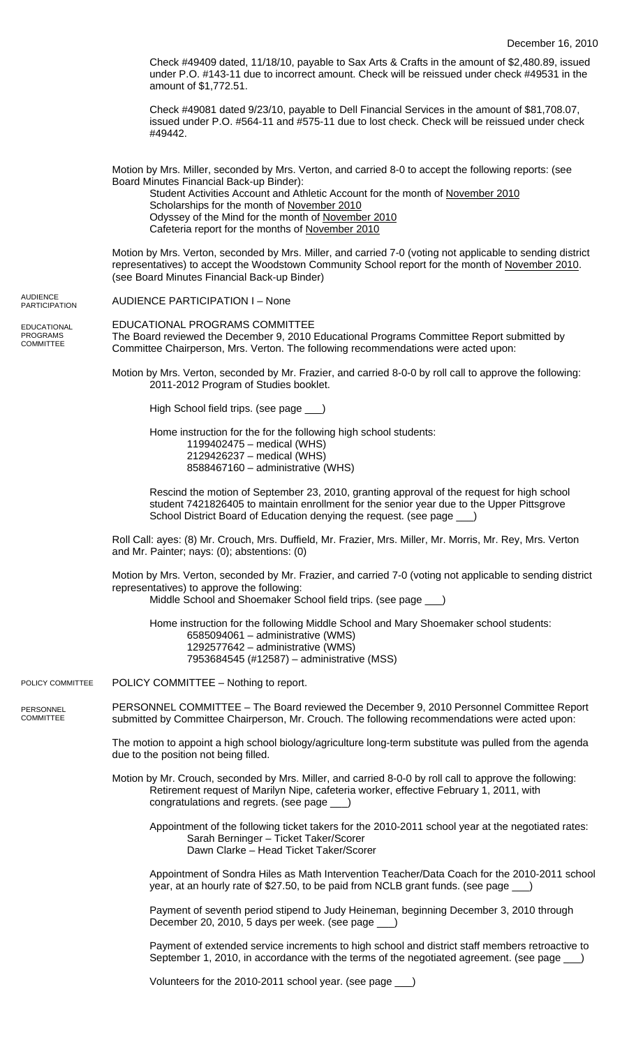December 16, 2010

Check #49409 dated, 11/18/10, payable to Sax Arts & Crafts in the amount of $2,480.89, issued under P.O. #143-11 due to incorrect amount. Check will be reissued under check #49531 in the amount of $1,772.51.

Check #49081 dated 9/23/10, payable to Dell Financial Services in the amount of $81,708.07, issued under P.O. #564-11 and #575-11 due to lost check. Check will be reissued under check #49442.

Motion by Mrs. Miller, seconded by Mrs. Verton, and carried 8-0 to accept the following reports: (see Board Minutes Financial Back-up Binder):

Student Activities Account and Athletic Account for the month of November 2010
Scholarships for the month of November 2010
Odyssey of the Mind for the month of November 2010
Cafeteria report for the months of November 2010

Motion by Mrs. Verton, seconded by Mrs. Miller, and carried 7-0 (voting not applicable to sending district representatives) to accept the Woodstown Community School report for the month of November 2010. (see Board Minutes Financial Back-up Binder)

AUDIENCE PARTICIPATION

AUDIENCE PARTICIPATION I – None

EDUCATIONAL PROGRAMS COMMITTEE

EDUCATIONAL PROGRAMS COMMITTEE
The Board reviewed the December 9, 2010 Educational Programs Committee Report submitted by Committee Chairperson, Mrs. Verton. The following recommendations were acted upon:

Motion by Mrs. Verton, seconded by Mr. Frazier, and carried 8-0-0 by roll call to approve the following:
2011-2012 Program of Studies booklet.

High School field trips. (see page ___)

Home instruction for the for the following high school students:
1199402475 – medical (WHS)
2129426237 – medical (WHS)
8588467160 – administrative (WHS)

Rescind the motion of September 23, 2010, granting approval of the request for high school student 7421826405 to maintain enrollment for the senior year due to the Upper Pittsgrove School District Board of Education denying the request. (see page ___)

Roll Call: ayes: (8) Mr. Crouch, Mrs. Duffield, Mr. Frazier, Mrs. Miller, Mr. Morris, Mr. Rey, Mrs. Verton and Mr. Painter; nays: (0); abstentions: (0)

Motion by Mrs. Verton, seconded by Mr. Frazier, and carried 7-0 (voting not applicable to sending district representatives) to approve the following:
Middle School and Shoemaker School field trips. (see page ___)

Home instruction for the following Middle School and Mary Shoemaker school students:
6585094061 – administrative (WMS)
1292577642 – administrative (WMS)
7953684545 (#12587) – administrative (MSS)

POLICY COMMITTEE

POLICY COMMITTEE – Nothing to report.

PERSONNEL COMMITTEE

PERSONNEL COMMITTEE – The Board reviewed the December 9, 2010 Personnel Committee Report submitted by Committee Chairperson, Mr. Crouch. The following recommendations were acted upon:

The motion to appoint a high school biology/agriculture long-term substitute was pulled from the agenda due to the position not being filled.

Motion by Mr. Crouch, seconded by Mrs. Miller, and carried 8-0-0 by roll call to approve the following:
Retirement request of Marilyn Nipe, cafeteria worker, effective February 1, 2011, with congratulations and regrets. (see page ___)

Appointment of the following ticket takers for the 2010-2011 school year at the negotiated rates:
Sarah Berninger – Ticket Taker/Scorer
Dawn Clarke – Head Ticket Taker/Scorer

Appointment of Sondra Hiles as Math Intervention Teacher/Data Coach for the 2010-2011 school year, at an hourly rate of $27.50, to be paid from NCLB grant funds. (see page ___)

Payment of seventh period stipend to Judy Heineman, beginning December 3, 2010 through December 20, 2010, 5 days per week. (see page ___)

Payment of extended service increments to high school and district staff members retroactive to September 1, 2010, in accordance with the terms of the negotiated agreement. (see page ___)

Volunteers for the 2010-2011 school year. (see page ___)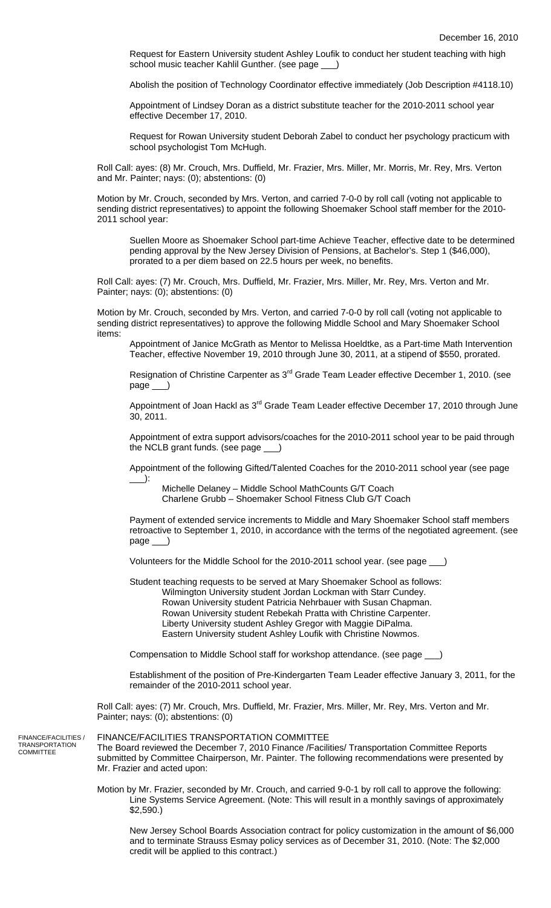Request for Eastern University student Ashley Loufik to conduct her student teaching with high school music teacher Kahlil Gunther. (see page ___)

Abolish the position of Technology Coordinator effective immediately (Job Description #4118.10)

Appointment of Lindsey Doran as a district substitute teacher for the 2010-2011 school year effective December 17, 2010.

Request for Rowan University student Deborah Zabel to conduct her psychology practicum with school psychologist Tom McHugh.

Roll Call: ayes: (8) Mr. Crouch, Mrs. Duffield, Mr. Frazier, Mrs. Miller, Mr. Morris, Mr. Rey, Mrs. Verton and Mr. Painter; nays: (0); abstentions: (0)

Motion by Mr. Crouch, seconded by Mrs. Verton, and carried 7-0-0 by roll call (voting not applicable to sending district representatives) to appoint the following Shoemaker School staff member for the 2010-2011 school year:

Suellen Moore as Shoemaker School part-time Achieve Teacher, effective date to be determined pending approval by the New Jersey Division of Pensions, at Bachelor's. Step 1 ($46,000), prorated to a per diem based on 22.5 hours per week, no benefits.

Roll Call: ayes: (7) Mr. Crouch, Mrs. Duffield, Mr. Frazier, Mrs. Miller, Mr. Rey, Mrs. Verton and Mr. Painter; nays: (0); abstentions: (0)

Motion by Mr. Crouch, seconded by Mrs. Verton, and carried 7-0-0 by roll call (voting not applicable to sending district representatives) to approve the following Middle School and Mary Shoemaker School items:

Appointment of Janice McGrath as Mentor to Melissa Hoeldtke, as a Part-time Math Intervention Teacher, effective November 19, 2010 through June 30, 2011, at a stipend of $550, prorated.

Resignation of Christine Carpenter as 3rd Grade Team Leader effective December 1, 2010. (see page ___)

Appointment of Joan Hackl as 3rd Grade Team Leader effective December 17, 2010 through June 30, 2011.

Appointment of extra support advisors/coaches for the 2010-2011 school year to be paid through the NCLB grant funds. (see page ___)

Appointment of the following Gifted/Talented Coaches for the 2010-2011 school year (see page ___):

Michelle Delaney – Middle School MathCounts G/T Coach
Charlene Grubb – Shoemaker School Fitness Club G/T Coach

Payment of extended service increments to Middle and Mary Shoemaker School staff members retroactive to September 1, 2010, in accordance with the terms of the negotiated agreement. (see page ___)

Volunteers for the Middle School for the 2010-2011 school year. (see page ___)

Student teaching requests to be served at Mary Shoemaker School as follows:

Wilmington University student Jordan Lockman with Starr Cundey.
Rowan University student Patricia Nehrbauer with Susan Chapman.
Rowan University student Rebekah Pratta with Christine Carpenter.
Liberty University student Ashley Gregor with Maggie DiPalma.
Eastern University student Ashley Loufik with Christine Nowmos.

Compensation to Middle School staff for workshop attendance. (see page ___)

Establishment of the position of Pre-Kindergarten Team Leader effective January 3, 2011, for the remainder of the 2010-2011 school year.

Roll Call: ayes: (7) Mr. Crouch, Mrs. Duffield, Mr. Frazier, Mrs. Miller, Mr. Rey, Mrs. Verton and Mr. Painter; nays: (0); abstentions: (0)

FINANCE/FACILITIES / TRANSPORTATION COMMITTEE

## FINANCE/FACILITIES TRANSPORTATION COMMITTEE

The Board reviewed the December 7, 2010 Finance /Facilities/ Transportation Committee Reports submitted by Committee Chairperson, Mr. Painter. The following recommendations were presented by Mr. Frazier and acted upon:

Motion by Mr. Frazier, seconded by Mr. Crouch, and carried 9-0-1 by roll call to approve the following:

Line Systems Service Agreement. (Note: This will result in a monthly savings of approximately $2,590.)

New Jersey School Boards Association contract for policy customization in the amount of $6,000 and to terminate Strauss Esmay policy services as of December 31, 2010. (Note: The $2,000 credit will be applied to this contract.)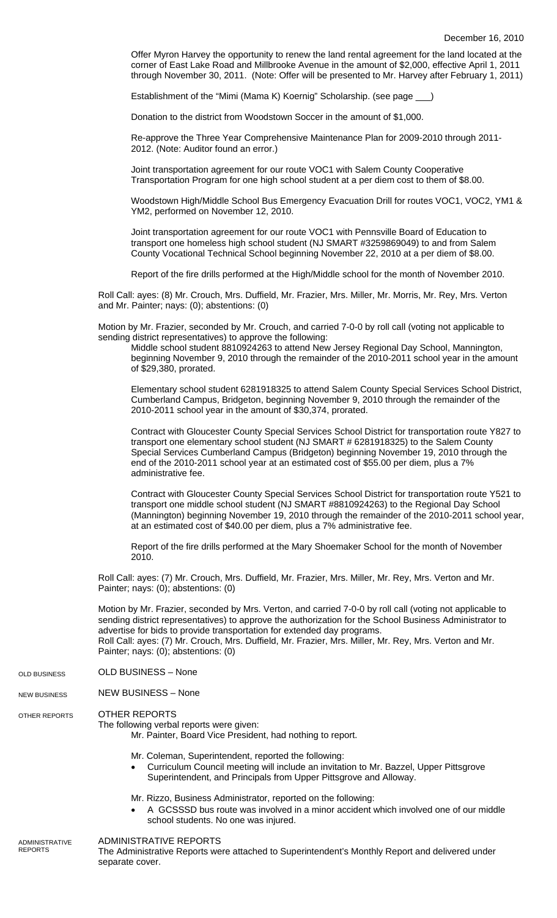December 16, 2010

Offer Myron Harvey the opportunity to renew the land rental agreement for the land located at the corner of East Lake Road and Millbrooke Avenue in the amount of $2,000, effective April 1, 2011 through November 30, 2011. (Note: Offer will be presented to Mr. Harvey after February 1, 2011)

Establishment of the "Mimi (Mama K) Koernig" Scholarship. (see page ___)

Donation to the district from Woodstown Soccer in the amount of $1,000.

Re-approve the Three Year Comprehensive Maintenance Plan for 2009-2010 through 2011-2012. (Note: Auditor found an error.)

Joint transportation agreement for our route VOC1 with Salem County Cooperative Transportation Program for one high school student at a per diem cost to them of $8.00.

Woodstown High/Middle School Bus Emergency Evacuation Drill for routes VOC1, VOC2, YM1 & YM2, performed on November 12, 2010.

Joint transportation agreement for our route VOC1 with Pennsville Board of Education to transport one homeless high school student (NJ SMART #3259869049) to and from Salem County Vocational Technical School beginning November 22, 2010 at a per diem of $8.00.

Report of the fire drills performed at the High/Middle school for the month of November 2010.

Roll Call: ayes: (8) Mr. Crouch, Mrs. Duffield, Mr. Frazier, Mrs. Miller, Mr. Morris, Mr. Rey, Mrs. Verton and Mr. Painter; nays: (0); abstentions: (0)

Motion by Mr. Frazier, seconded by Mr. Crouch, and carried 7-0-0 by roll call (voting not applicable to sending district representatives) to approve the following:

Middle school student 8810924263 to attend New Jersey Regional Day School, Mannington, beginning November 9, 2010 through the remainder of the 2010-2011 school year in the amount of $29,380, prorated.

Elementary school student 6281918325 to attend Salem County Special Services School District, Cumberland Campus, Bridgeton, beginning November 9, 2010 through the remainder of the 2010-2011 school year in the amount of $30,374, prorated.

Contract with Gloucester County Special Services School District for transportation route Y827 to transport one elementary school student (NJ SMART # 6281918325) to the Salem County Special Services Cumberland Campus (Bridgeton) beginning November 19, 2010 through the end of the 2010-2011 school year at an estimated cost of $55.00 per diem, plus a 7% administrative fee.

Contract with Gloucester County Special Services School District for transportation route Y521 to transport one middle school student (NJ SMART #8810924263) to the Regional Day School (Mannington) beginning November 19, 2010 through the remainder of the 2010-2011 school year, at an estimated cost of $40.00 per diem, plus a 7% administrative fee.

Report of the fire drills performed at the Mary Shoemaker School for the month of November 2010.

Roll Call: ayes: (7) Mr. Crouch, Mrs. Duffield, Mr. Frazier, Mrs. Miller, Mr. Rey, Mrs. Verton and Mr. Painter; nays: (0); abstentions: (0)

Motion by Mr. Frazier, seconded by Mrs. Verton, and carried 7-0-0 by roll call (voting not applicable to sending district representatives) to approve the authorization for the School Business Administrator to advertise for bids to provide transportation for extended day programs.
Roll Call: ayes: (7) Mr. Crouch, Mrs. Duffield, Mr. Frazier, Mrs. Miller, Mr. Rey, Mrs. Verton and Mr. Painter; nays: (0); abstentions: (0)

OLD BUSINESS

OLD BUSINESS – None

NEW BUSINESS

NEW BUSINESS – None

OTHER REPORTS

OTHER REPORTS
The following verbal reports were given:

Mr. Painter, Board Vice President, had nothing to report.

Mr. Coleman, Superintendent, reported the following:

- Curriculum Council meeting will include an invitation to Mr. Bazzel, Upper Pittsgrove Superintendent, and Principals from Upper Pittsgrove and Alloway.

Mr. Rizzo, Business Administrator, reported on the following:

- A GCSSSD bus route was involved in a minor accident which involved one of our middle school students. No one was injured.

ADMINISTRATIVE REPORTS

ADMINISTRATIVE REPORTS
The Administrative Reports were attached to Superintendent's Monthly Report and delivered under separate cover.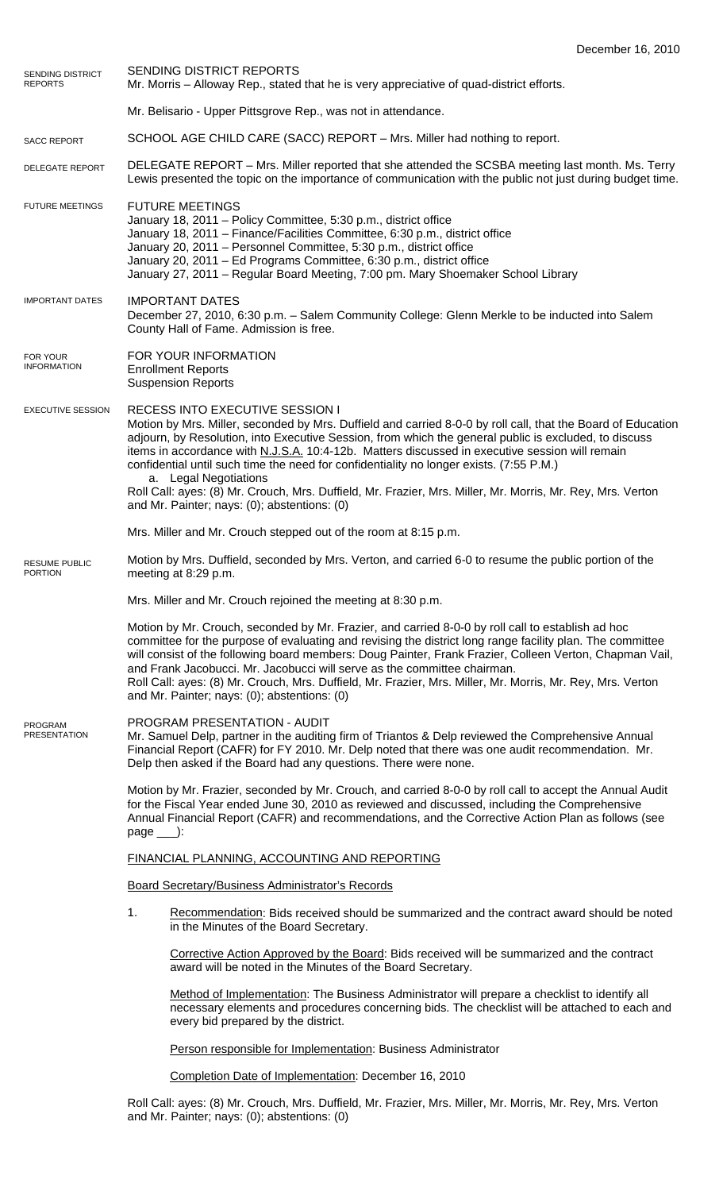December 16, 2010

## SENDING DISTRICT REPORTS

SENDING DISTRICT REPORTS
Mr. Morris – Alloway Rep., stated that he is very appreciative of quad-district efforts.

Mr. Belisario - Upper Pittsgrove Rep., was not in attendance.

## SACC REPORT

SCHOOL AGE CHILD CARE (SACC) REPORT – Mrs. Miller had nothing to report.

## DELEGATE REPORT

DELEGATE REPORT – Mrs. Miller reported that she attended the SCSBA meeting last month. Ms. Terry Lewis presented the topic on the importance of communication with the public not just during budget time.

## FUTURE MEETINGS

FUTURE MEETINGS
January 18, 2011 – Policy Committee, 5:30 p.m., district office
January 18, 2011 – Finance/Facilities Committee, 6:30 p.m., district office
January 20, 2011 – Personnel Committee, 5:30 p.m., district office
January 20, 2011 – Ed Programs Committee, 6:30 p.m., district office
January 27, 2011 – Regular Board Meeting, 7:00 pm. Mary Shoemaker School Library

## IMPORTANT DATES

IMPORTANT DATES
December 27, 2010, 6:30 p.m. – Salem Community College: Glenn Merkle to be inducted into Salem County Hall of Fame. Admission is free.

## FOR YOUR INFORMATION

FOR YOUR INFORMATION
Enrollment Reports
Suspension Reports

## EXECUTIVE SESSION

RECESS INTO EXECUTIVE SESSION I
Motion by Mrs. Miller, seconded by Mrs. Duffield and carried 8-0-0 by roll call, that the Board of Education adjourn, by Resolution, into Executive Session, from which the general public is excluded, to discuss items in accordance with N.J.S.A. 10:4-12b. Matters discussed in executive session will remain confidential until such time the need for confidentiality no longer exists. (7:55 P.M.)

a. Legal Negotiations

Roll Call: ayes: (8) Mr. Crouch, Mrs. Duffield, Mr. Frazier, Mrs. Miller, Mr. Morris, Mr. Rey, Mrs. Verton and Mr. Painter; nays: (0); abstentions: (0)

Mrs. Miller and Mr. Crouch stepped out of the room at 8:15 p.m.

## RESUME PUBLIC PORTION

Motion by Mrs. Duffield, seconded by Mrs. Verton, and carried 6-0 to resume the public portion of the meeting at 8:29 p.m.

Mrs. Miller and Mr. Crouch rejoined the meeting at 8:30 p.m.

Motion by Mr. Crouch, seconded by Mr. Frazier, and carried 8-0-0 by roll call to establish ad hoc committee for the purpose of evaluating and revising the district long range facility plan. The committee will consist of the following board members: Doug Painter, Frank Frazier, Colleen Verton, Chapman Vail, and Frank Jacobucci. Mr. Jacobucci will serve as the committee chairman.
Roll Call: ayes: (8) Mr. Crouch, Mrs. Duffield, Mr. Frazier, Mrs. Miller, Mr. Morris, Mr. Rey, Mrs. Verton and Mr. Painter; nays: (0); abstentions: (0)

## PROGRAM PRESENTATION

PROGRAM PRESENTATION - AUDIT
Mr. Samuel Delp, partner in the auditing firm of Triantos & Delp reviewed the Comprehensive Annual Financial Report (CAFR) for FY 2010. Mr. Delp noted that there was one audit recommendation. Mr. Delp then asked if the Board had any questions. There were none.

Motion by Mr. Frazier, seconded by Mr. Crouch, and carried 8-0-0 by roll call to accept the Annual Audit for the Fiscal Year ended June 30, 2010 as reviewed and discussed, including the Comprehensive Annual Financial Report (CAFR) and recommendations, and the Corrective Action Plan as follows (see page ___):

FINANCIAL PLANNING, ACCOUNTING AND REPORTING

Board Secretary/Business Administrator's Records

1. Recommendation: Bids received should be summarized and the contract award should be noted in the Minutes of the Board Secretary.

   Corrective Action Approved by the Board: Bids received will be summarized and the contract award will be noted in the Minutes of the Board Secretary.

   Method of Implementation: The Business Administrator will prepare a checklist to identify all necessary elements and procedures concerning bids. The checklist will be attached to each and every bid prepared by the district.

   Person responsible for Implementation: Business Administrator

   Completion Date of Implementation: December 16, 2010

Roll Call: ayes: (8) Mr. Crouch, Mrs. Duffield, Mr. Frazier, Mrs. Miller, Mr. Morris, Mr. Rey, Mrs. Verton and Mr. Painter; nays: (0); abstentions: (0)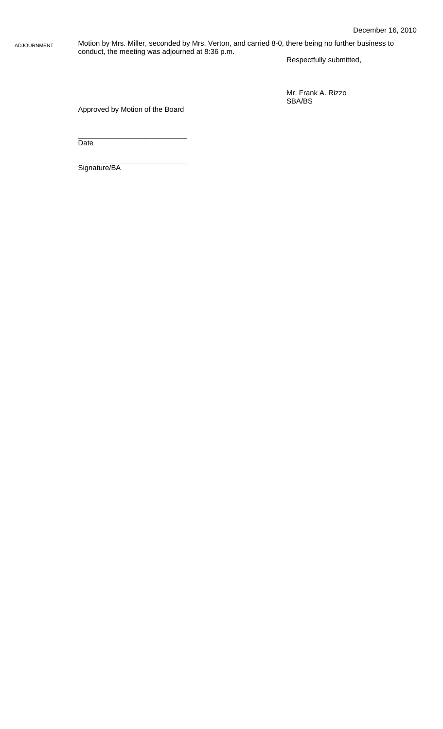ADJOURNMENT

Motion by Mrs. Miller, seconded by Mrs. Verton, and carried 8-0, there being no further business to conduct, the meeting was adjourned at 8:36 p.m.

Respectfully submitted,

Mr. Frank A. Rizzo
SBA/BS

Approved by Motion of the Board

\_\_\_\_\_\_\_\_\_\_\_\_\_\_\_\_\_\_\_\_\_\_\_\_\_\_\_\_
Date

\_\_\_\_\_\_\_\_\_\_\_\_\_\_\_\_\_\_\_\_\_\_\_\_\_\_\_\_
Signature/BA